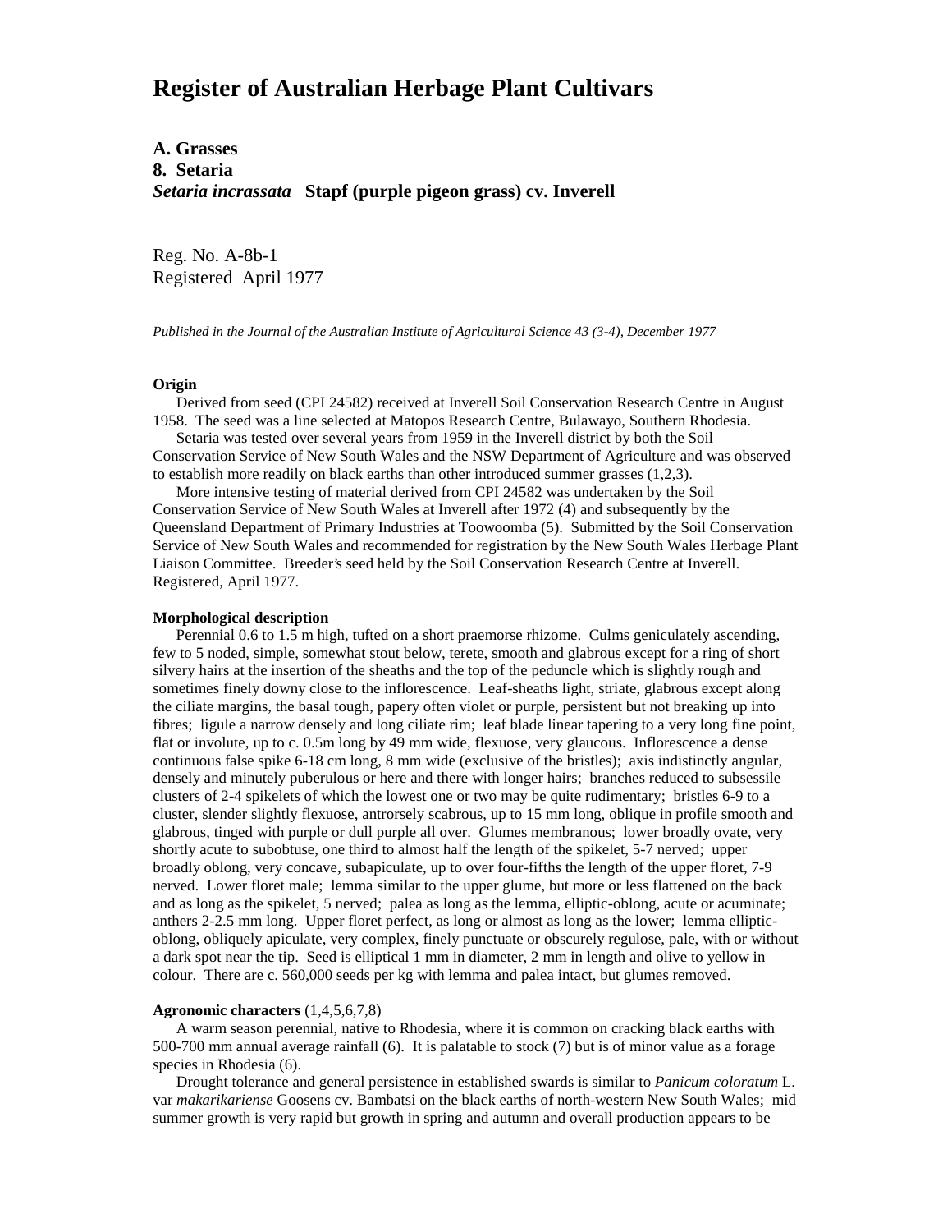# Register of Australian Herbage Plant Cultivars

**A. Grasses**
**8. Setaria**
***Setaria incrassata* Stapf (purple pigeon grass) cv. Inverell**

Reg. No. A-8b-1
Registered April 1977

*Published in the Journal of the Australian Institute of Agricultural Science 43 (3-4), December 1977*

**Origin**

Derived from seed (CPI 24582) received at Inverell Soil Conservation Research Centre in August 1958. The seed was a line selected at Matopos Research Centre, Bulawayo, Southern Rhodesia.

Setaria was tested over several years from 1959 in the Inverell district by both the Soil Conservation Service of New South Wales and the NSW Department of Agriculture and was observed to establish more readily on black earths than other introduced summer grasses (1,2,3).

More intensive testing of material derived from CPI 24582 was undertaken by the Soil Conservation Service of New South Wales at Inverell after 1972 (4) and subsequently by the Queensland Department of Primary Industries at Toowoomba (5). Submitted by the Soil Conservation Service of New South Wales and recommended for registration by the New South Wales Herbage Plant Liaison Committee. Breeder's seed held by the Soil Conservation Research Centre at Inverell. Registered, April 1977.

**Morphological description**

Perennial 0.6 to 1.5 m high, tufted on a short praemorse rhizome. Culms geniculately ascending, few to 5 noded, simple, somewhat stout below, terete, smooth and glabrous except for a ring of short silvery hairs at the insertion of the sheaths and the top of the peduncle which is slightly rough and sometimes finely downy close to the inflorescence. Leaf-sheaths light, striate, glabrous except along the ciliate margins, the basal tough, papery often violet or purple, persistent but not breaking up into fibres; ligule a narrow densely and long ciliate rim; leaf blade linear tapering to a very long fine point, flat or involute, up to c. 0.5m long by 49 mm wide, flexuose, very glaucous. Inflorescence a dense continuous false spike 6-18 cm long, 8 mm wide (exclusive of the bristles); axis indistinctly angular, densely and minutely puberulous or here and there with longer hairs; branches reduced to subsessile clusters of 2-4 spikelets of which the lowest one or two may be quite rudimentary; bristles 6-9 to a cluster, slender slightly flexuose, antrorsely scabrous, up to 15 mm long, oblique in profile smooth and glabrous, tinged with purple or dull purple all over. Glumes membranous; lower broadly ovate, very shortly acute to subobtuse, one third to almost half the length of the spikelet, 5-7 nerved; upper broadly oblong, very concave, subapiculate, up to over four-fifths the length of the upper floret, 7-9 nerved. Lower floret male; lemma similar to the upper glume, but more or less flattened on the back and as long as the spikelet, 5 nerved; palea as long as the lemma, elliptic-oblong, acute or acuminate; anthers 2-2.5 mm long. Upper floret perfect, as long or almost as long as the lower; lemma elliptic-oblong, obliquely apiculate, very complex, finely punctuate or obscurely regulose, pale, with or without a dark spot near the tip. Seed is elliptical 1 mm in diameter, 2 mm in length and olive to yellow in colour. There are c. 560,000 seeds per kg with lemma and palea intact, but glumes removed.

**Agronomic characters** (1,4,5,6,7,8)

A warm season perennial, native to Rhodesia, where it is common on cracking black earths with 500-700 mm annual average rainfall (6). It is palatable to stock (7) but is of minor value as a forage species in Rhodesia (6).

Drought tolerance and general persistence in established swards is similar to *Panicum coloratum* L. var *makarikariense* Goosens cv. Bambatsi on the black earths of north-western New South Wales; mid summer growth is very rapid but growth in spring and autumn and overall production appears to be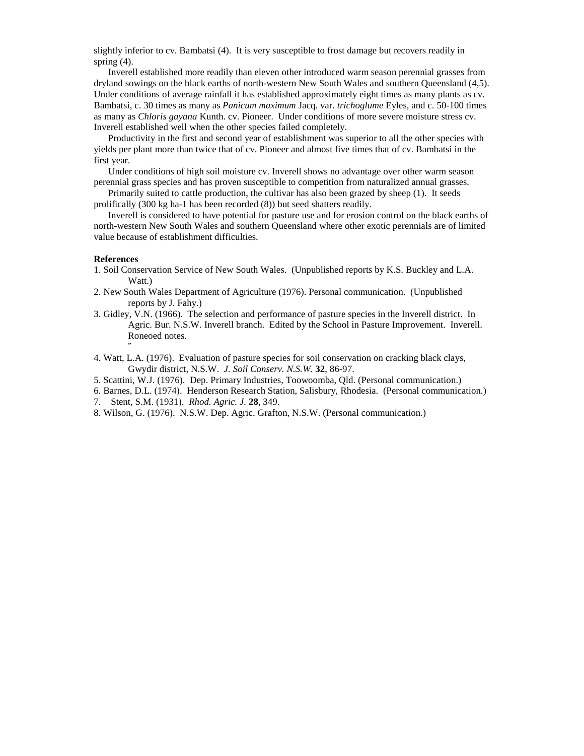slightly inferior to cv. Bambatsi (4). It is very susceptible to frost damage but recovers readily in spring (4).

Inverell established more readily than eleven other introduced warm season perennial grasses from dryland sowings on the black earths of north-western New South Wales and southern Queensland (4,5). Under conditions of average rainfall it has established approximately eight times as many plants as cv. Bambatsi, c. 30 times as many as *Panicum maximum* Jacq. var. *trichoglume* Eyles, and c. 50-100 times as many as *Chloris gayana* Kunth. cv. Pioneer. Under conditions of more severe moisture stress cv. Inverell established well when the other species failed completely.

Productivity in the first and second year of establishment was superior to all the other species with yields per plant more than twice that of cv. Pioneer and almost five times that of cv. Bambatsi in the first year.

Under conditions of high soil moisture cv. Inverell shows no advantage over other warm season perennial grass species and has proven susceptible to competition from naturalized annual grasses.

Primarily suited to cattle production, the cultivar has also been grazed by sheep (1). It seeds prolifically (300 kg ha-1 has been recorded (8)) but seed shatters readily.

Inverell is considered to have potential for pasture use and for erosion control on the black earths of north-western New South Wales and southern Queensland where other exotic perennials are of limited value because of establishment difficulties.

**References**

1. Soil Conservation Service of New South Wales. (Unpublished reports by K.S. Buckley and L.A. Watt.)
2. New South Wales Department of Agriculture (1976). Personal communication. (Unpublished reports by J. Fahy.)
3. Gidley, V.N. (1966). The selection and performance of pasture species in the Inverell district. In Agric. Bur. N.S.W. Inverell branch. Edited by the School in Pasture Improvement. Inverell. Roneoed notes.
4. Watt, L.A. (1976). Evaluation of pasture species for soil conservation on cracking black clays, Gwydir district, N.S.W. *J. Soil Conserv. N.S.W.* **32**, 86-97.
5. Scattini, W.J. (1976). Dep. Primary Industries, Toowoomba, Qld. (Personal communication.)
6. Barnes, D.L. (1974). Henderson Research Station, Salisbury, Rhodesia. (Personal communication.)
7. Stent, S.M. (1931). *Rhod. Agric. J.* **28**, 349.
8. Wilson, G. (1976). N.S.W. Dep. Agric. Grafton, N.S.W. (Personal communication.)